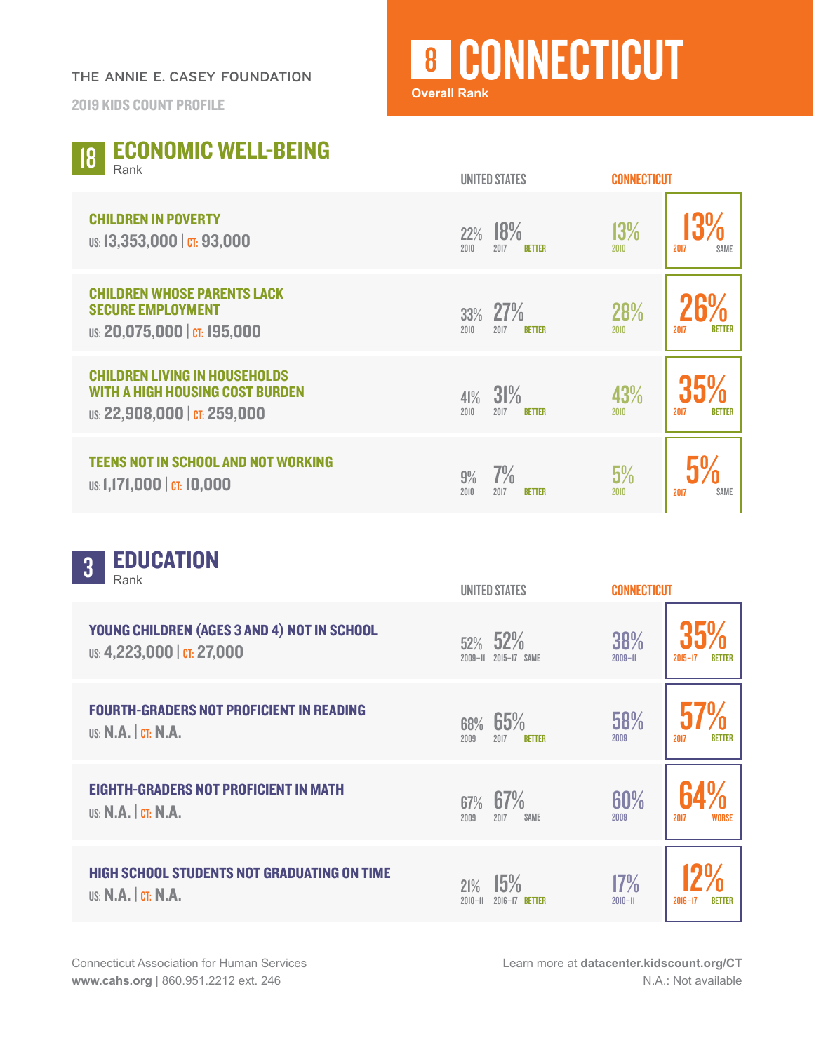THE ANNIE E. CASEY FOUNDATION

2019 KIDS COUNT PROFILE

# 8 CONNECTICUT

Overall Rank

## 18 ECONOMIC WELL-BEING

Rank

| Indicator | United States 2010 | United States 2017 | US Trend | Connecticut 2010 | Connecticut 2017 | CT Trend |
|---|---|---|---|---|---|---|
| **CHILDREN IN POVERTY** US: 13,353,000 \| CT: 93,000 | 22% | 18% | BETTER | 13% | 13% | SAME |
| **CHILDREN WHOSE PARENTS LACK SECURE EMPLOYMENT** US: 20,075,000 \| CT: 195,000 | 33% | 27% | BETTER | 28% | 26% | BETTER |
| **CHILDREN LIVING IN HOUSEHOLDS WITH A HIGH HOUSING COST BURDEN** US: 22,908,000 \| CT: 259,000 | 41% | 31% | BETTER | 43% | 35% | BETTER |
| **TEENS NOT IN SCHOOL AND NOT WORKING** US: 1,171,000 \| CT: 10,000 | 9% | 7% | BETTER | 5% | 5% | SAME |

## 3 EDUCATION

Rank

| Indicator | United States (earlier) | United States (later) | US Trend | Connecticut (earlier) | Connecticut (later) | CT Trend |
|---|---|---|---|---|---|---|
| **YOUNG CHILDREN (AGES 3 AND 4) NOT IN SCHOOL** US: 4,223,000 \| CT: 27,000 | 52% (2009–11) | 52% (2015–17) | SAME | 38% (2009–11) | 35% (2015–17) | BETTER |
| **FOURTH-GRADERS NOT PROFICIENT IN READING** US: N.A. \| CT: N.A. | 68% (2009) | 65% (2017) | BETTER | 58% (2009) | 57% (2017) | BETTER |
| **EIGHTH-GRADERS NOT PROFICIENT IN MATH** US: N.A. \| CT: N.A. | 67% (2009) | 67% (2017) | SAME | 60% (2009) | 64% (2017) | WORSE |
| **HIGH SCHOOL STUDENTS NOT GRADUATING ON TIME** US: N.A. \| CT: N.A. | 21% (2010–11) | 15% (2016–17) | BETTER | 17% (2010–11) | 12% (2016–17) | BETTER |

Connecticut Association for Human Services
**www.cahs.org** | 860.951.2212 ext. 246

Learn more at **datacenter.kidscount.org/CT**

N.A.: Not available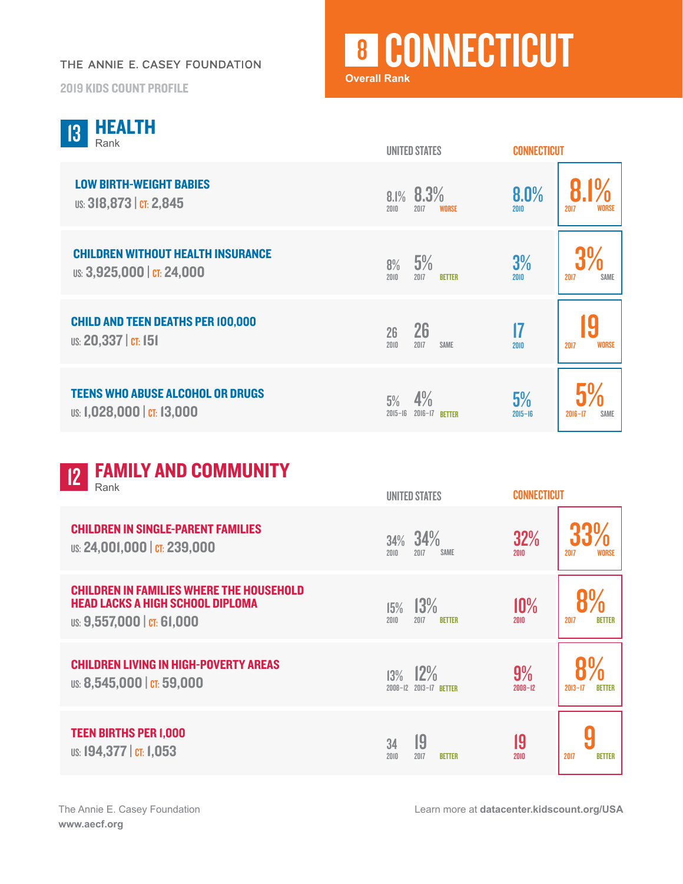THE ANNIE E. CASEY FOUNDATION

2019 KIDS COUNT PROFILE

# 8 CONNECTICUT

Overall Rank

## 13 HEALTH

Rank

| Indicator | United States 2010 | United States 2017 | Trend | Connecticut 2010 | Connecticut 2017 | Trend |
|---|---|---|---|---|---|---|
| **LOW BIRTH-WEIGHT BABIES** US: 318,873 \| CT: 2,845 | 8.1% (2010) | 8.3% (2017) | WORSE | 8.0% (2010) | 8.1% (2017) | WORSE |
| **CHILDREN WITHOUT HEALTH INSURANCE** US: 3,925,000 \| CT: 24,000 | 8% (2010) | 5% (2017) | BETTER | 3% (2010) | 3% (2017) | SAME |
| **CHILD AND TEEN DEATHS PER 100,000** US: 20,337 \| CT: 151 | 26 (2010) | 26 (2017) | SAME | 17 (2010) | 19 (2017) | WORSE |
| **TEENS WHO ABUSE ALCOHOL OR DRUGS** US: 1,028,000 \| CT: 13,000 | 5% (2015–16) | 4% (2016–17) | BETTER | 5% (2015–16) | 5% (2016–17) | SAME |

## 12 FAMILY AND COMMUNITY

Rank

| Indicator | United States (earlier) | United States (recent) | Trend | Connecticut (earlier) | Connecticut (recent) | Trend |
|---|---|---|---|---|---|---|
| **CHILDREN IN SINGLE-PARENT FAMILIES** US: 24,001,000 \| CT: 239,000 | 34% (2010) | 34% (2017) | SAME | 32% (2010) | 33% (2017) | WORSE |
| **CHILDREN IN FAMILIES WHERE THE HOUSEHOLD HEAD LACKS A HIGH SCHOOL DIPLOMA** US: 9,557,000 \| CT: 61,000 | 15% (2010) | 13% (2017) | BETTER | 10% (2010) | 8% (2017) | BETTER |
| **CHILDREN LIVING IN HIGH-POVERTY AREAS** US: 8,545,000 \| CT: 59,000 | 13% (2008–12) | 12% (2013–17) | BETTER | 9% (2008–12) | 8% (2013–17) | BETTER |
| **TEEN BIRTHS PER 1,000** US: 194,377 \| CT: 1,053 | 34 (2010) | 19 (2017) | BETTER | 19 (2010) | 9 (2017) | BETTER |

The Annie E. Casey Foundation
**www.aecf.org**

Learn more at **datacenter.kidscount.org/USA**